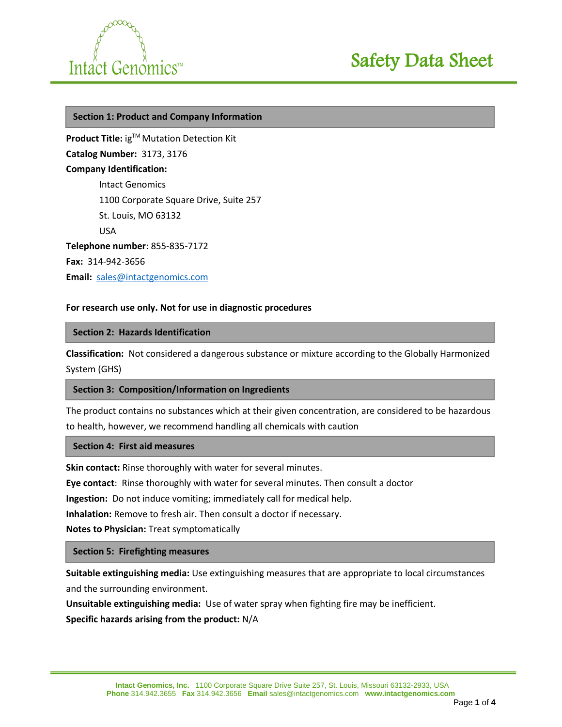# Safety Data Sheet

## Section 1: Product and Company Information

**Product Title:** ig™ Mutation Detection Kit

**Catalog Number:** 3173, 3176

**Company Identification:**

Intact Genomics
1100 Corporate Square Drive, Suite 257
St. Louis, MO 63132
USA

**Telephone number**: 855-835-7172

**Fax:** 314-942-3656

**Email:** sales@intactgenomics.com

**For research use only. Not for use in diagnostic procedures**

## Section 2: Hazards Identification

**Classification:** Not considered a dangerous substance or mixture according to the Globally Harmonized System (GHS)

## Section 3: Composition/Information on Ingredients

The product contains no substances which at their given concentration, are considered to be hazardous to health, however, we recommend handling all chemicals with caution

## Section 4: First aid measures

**Skin contact:** Rinse thoroughly with water for several minutes.

**Eye contact**: Rinse thoroughly with water for several minutes. Then consult a doctor

**Ingestion:** Do not induce vomiting; immediately call for medical help.

**Inhalation:** Remove to fresh air. Then consult a doctor if necessary.

**Notes to Physician:** Treat symptomatically

## Section 5: Firefighting measures

**Suitable extinguishing media:** Use extinguishing measures that are appropriate to local circumstances and the surrounding environment.

**Unsuitable extinguishing media:** Use of water spray when fighting fire may be inefficient.

**Specific hazards arising from the product:** N/A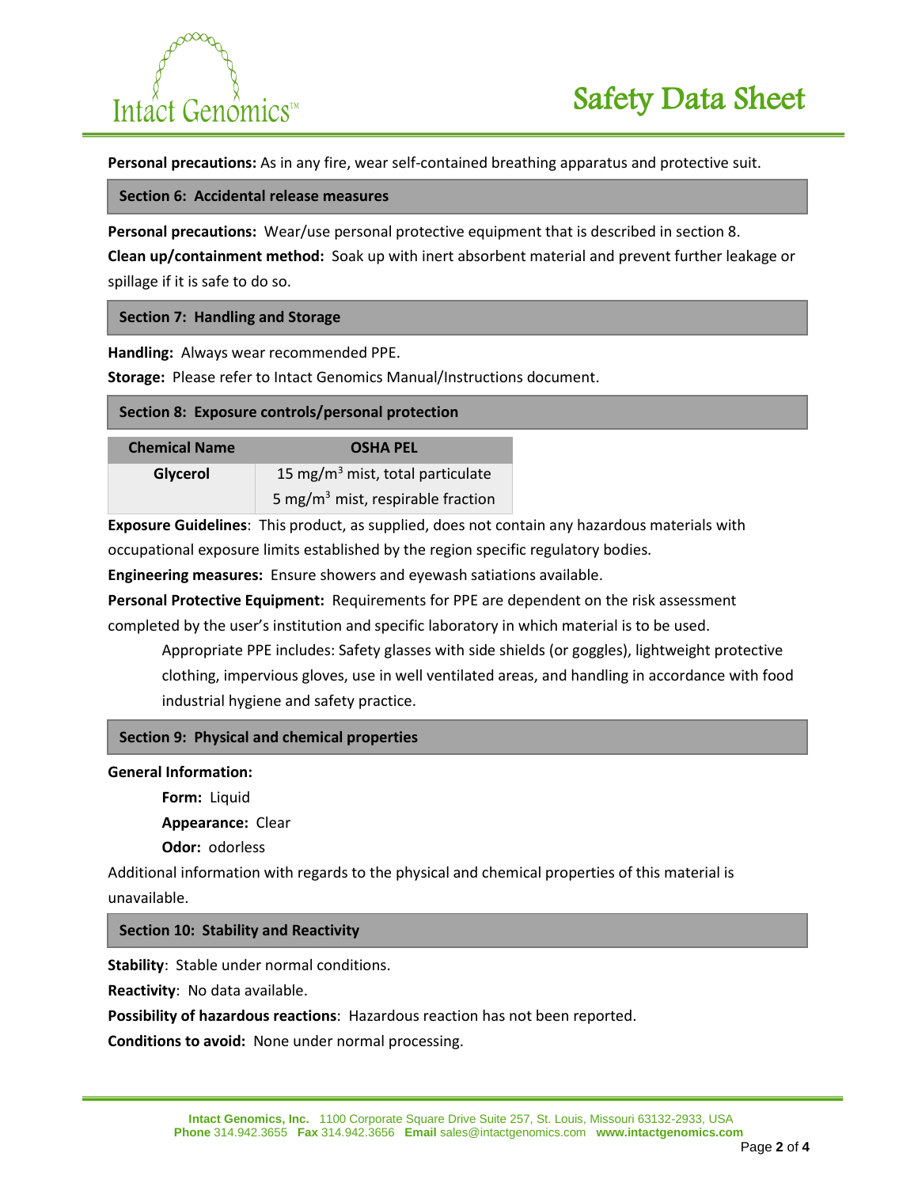**Personal precautions:** As in any fire, wear self-contained breathing apparatus and protective suit.

## Section 6: Accidental release measures

**Personal precautions:** Wear/use personal protective equipment that is described in section 8.

**Clean up/containment method:** Soak up with inert absorbent material and prevent further leakage or spillage if it is safe to do so.

## Section 7: Handling and Storage

**Handling:** Always wear recommended PPE.

**Storage:** Please refer to Intact Genomics Manual/Instructions document.

## Section 8: Exposure controls/personal protection

| Chemical Name | OSHA PEL |
|---|---|
| Glycerol | 15 mg/m$^3$ mist, total particulate<br>5 mg/m$^3$ mist, respirable fraction |

**Exposure Guidelines**: This product, as supplied, does not contain any hazardous materials with occupational exposure limits established by the region specific regulatory bodies.

**Engineering measures:** Ensure showers and eyewash satiations available.

**Personal Protective Equipment:** Requirements for PPE are dependent on the risk assessment completed by the user's institution and specific laboratory in which material is to be used.

> Appropriate PPE includes: Safety glasses with side shields (or goggles), lightweight protective clothing, impervious gloves, use in well ventilated areas, and handling in accordance with food industrial hygiene and safety practice.

## Section 9: Physical and chemical properties

**General Information:**

- **Form:** Liquid
- **Appearance:** Clear
- **Odor:** odorless

Additional information with regards to the physical and chemical properties of this material is unavailable.

## Section 10: Stability and Reactivity

**Stability**: Stable under normal conditions.

**Reactivity**: No data available.

**Possibility of hazardous reactions**: Hazardous reaction has not been reported.

**Conditions to avoid:** None under normal processing.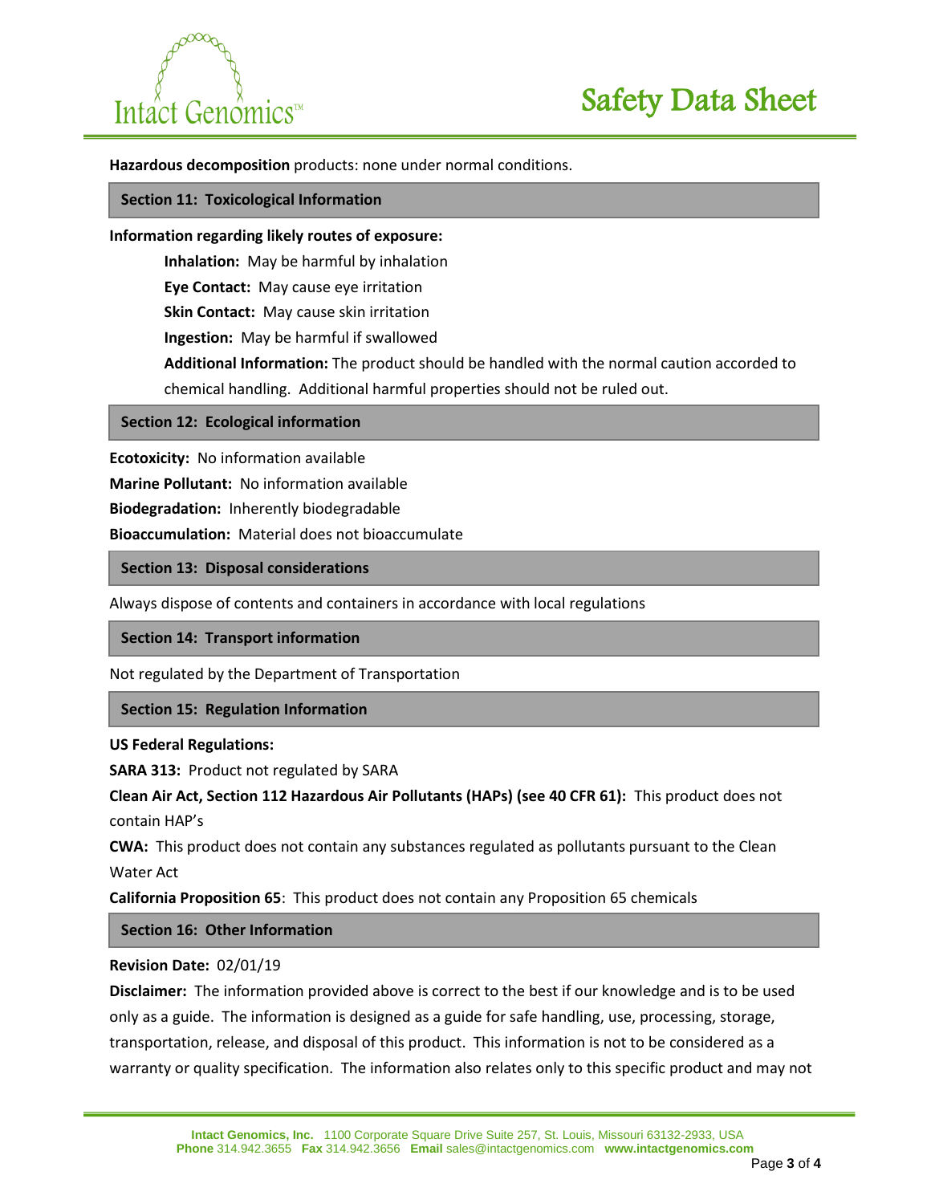**Hazardous decomposition** products: none under normal conditions.

## Section 11: Toxicological Information

**Information regarding likely routes of exposure:**

**Inhalation:** May be harmful by inhalation

**Eye Contact:** May cause eye irritation

**Skin Contact:** May cause skin irritation

**Ingestion:** May be harmful if swallowed

**Additional Information:** The product should be handled with the normal caution accorded to chemical handling. Additional harmful properties should not be ruled out.

## Section 12: Ecological information

**Ecotoxicity:** No information available

**Marine Pollutant:** No information available

**Biodegradation:** Inherently biodegradable

**Bioaccumulation:** Material does not bioaccumulate

## Section 13: Disposal considerations

Always dispose of contents and containers in accordance with local regulations

## Section 14: Transport information

Not regulated by the Department of Transportation

## Section 15: Regulation Information

**US Federal Regulations:**

**SARA 313:** Product not regulated by SARA

**Clean Air Act, Section 112 Hazardous Air Pollutants (HAPs) (see 40 CFR 61):** This product does not contain HAP's

**CWA:** This product does not contain any substances regulated as pollutants pursuant to the Clean Water Act

**California Proposition 65**: This product does not contain any Proposition 65 chemicals

## Section 16: Other Information

**Revision Date:** 02/01/19

**Disclaimer:** The information provided above is correct to the best if our knowledge and is to be used only as a guide. The information is designed as a guide for safe handling, use, processing, storage, transportation, release, and disposal of this product. This information is not to be considered as a warranty or quality specification. The information also relates only to this specific product and may not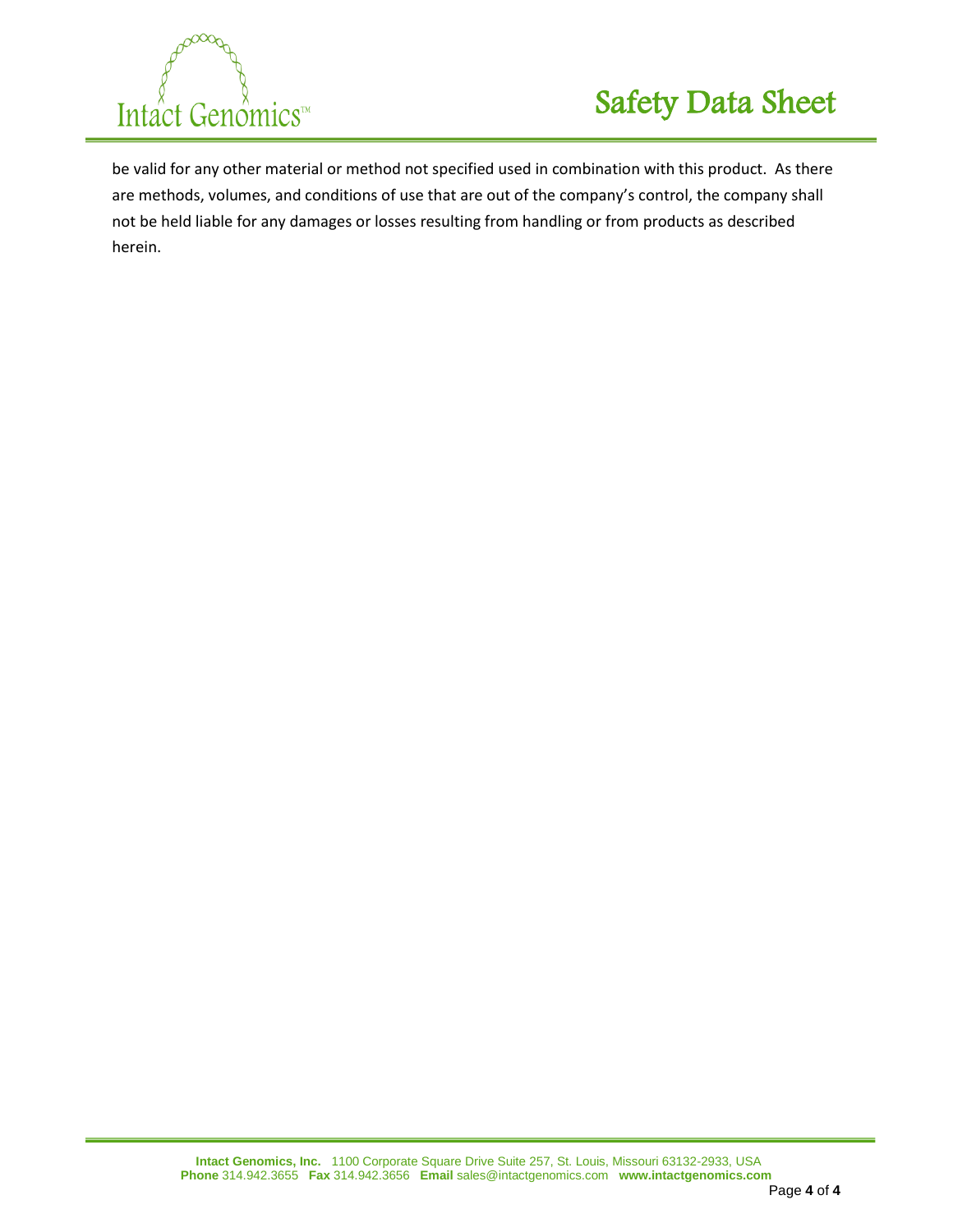be valid for any other material or method not specified used in combination with this product. As there are methods, volumes, and conditions of use that are out of the company's control, the company shall not be held liable for any damages or losses resulting from handling or from products as described herein.